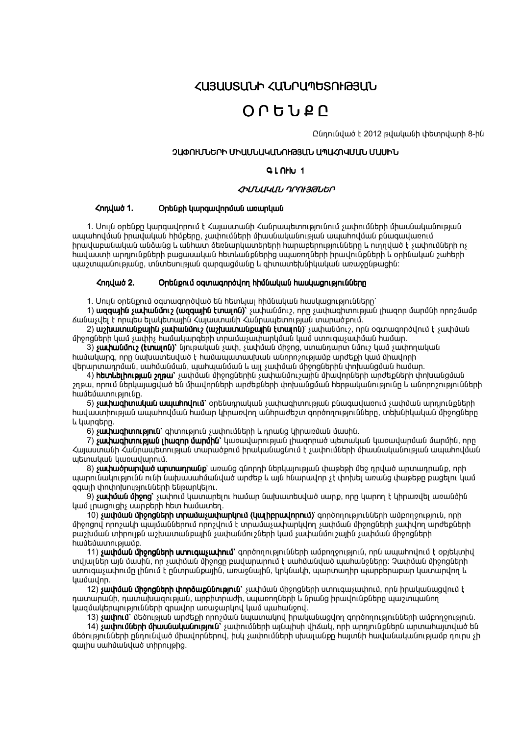# ՀԱՅԱՍՏԱՆԻ ՀԱՆՐԱՊԵՏՈՒԹՅԱՆ

# Օ Ր Ե Ն Ք Ը

Ընդունված է 2012 թվականի փետրվարի 8-ին

## ՉԱՓՈՒՄՆԵՐԻ ՄԻԱՍՆԱԿԱՆՈՒԹՅԱՆ ԱՊԱՀՈՎՄԱՆ ՄԱՍԻՆ

### Գ Լ ՈՒ Խ 1

### *ՀԻՄՆԱԿԱՆ ԴՐՈՒՅԹՆԵՐ*

**Հոդված 1. Օրենքի կարգավորման առարկան**

1. Սույն օրենքը կարգավորում է Հայաստանի Հանրապետությունում չափումների միասնականության ապահովման իրավական հիմքերը, չափումների միասնականության ապահովման բնագավառում իրավաբանական անձանց և անհատ ձեռնարկատերերի հարաբերությունները և ուղղված է չափումների ոչ հավաստի արդյունքների բացասական հետևանքներից սպառողների իրավունքների և օրինական շահերի պաշտպանությանը, տնտեսության զարգացմանը և գիտատեխնիկական առաջընթացին:

**Հոդված 2. Օրենքում օգտագործվող հիմնական հասկացությունները**

1. Սույն օրենքում օգտագործված են հետևյալ հիմնական հասկացությունները`

1) **ազգային չափանմուշ (ազգային էտալոն)**` չափանմուշ, որը չափագիտության լիազոր մարմնի որոշմամբ ճանաչվել է որպես ելակետային Հայաստանի Հանրապետության տարածքում.

2) **աշխատանքային չափանմուշ (աշխատանքային էտալոն)**` չափանմուշ, որն օգտագործվում է չափման միջոցների կամ չափիչ համակարգերի տրամաչափարկման կամ ստուգաչափման համար.

3) **չափանմուշ (էտալոն)**` նյութական չափ, չափման միջոց, ստանդարտ նմուշ կամ չափողական համակարգ, որը նախատեսված է համապատասխան անորոշությամբ արժեքի կամ միավորի վերարտադրման, սահմանման, պահպանման և այլ չափման միջոցներին փոխանցման համար.

4) **հետևելիության շղթա**` չափման միջոցներին չափանմուշային միավորների արժեքների փոխանցման շղթա, որում ներկայացված են միավորների արժեքների փոխանցման հերթականությունը և անորոշությունների համեմատությունը.

5) **չափագիտական ապահովում**` օրենսդրական չափագիտության բնագավառում չափման արդյունքների հավաստիության ապահովման համար կիրառվող անհրաժեշտ գործողությունները, տեխնիկական միջոցները և կարգերը.

6) **չափագիտություն**` գիտություն չափումների և դրանց կիրառման մասին.

7) **չափագիտության լիազոր մարմին**` կառավարության լիազորած պետական կառավարման մարմին, որը Հայաստանի Հանրապետության տարածքում իրականացնում է չափումների միասնականության ապահովման պետական կառավարում.

8) **չափածրարված արտադրանք**` առանց գնորդի ներկայության փաթեթի մեջ դրված արտադրանք, որի պարունակությունն ունի նախասահմանված արժեք և այն հնարավոր չէ փոխել առանց փաթեթը բացելու կամ զգալի փոփոխությունների ենթարկելու.

9) **չափման միջոց**` չափում կատարելու համար նախատեսված սարք, որը կարող է կիրառվել առանձին կամ լրացուցիչ սարքերի հետ համատեղ.

10) **չափման միջոցների տրամաչափարկում (կալիբրավորում)**` գործողությունների ամբողջություն, որի միջոցով որոշակի պայմաններում որոշվում է տրամաչափարկվող չափման միջոցների չափվող արժեքների բաշխման տիրույթն աշխատանքային չափանմուշների կամ չափանմուշային չափման միջոցների համեմատությամբ.

11) **չափման միջոցների ստուգաչափում**` գործողությունների ամբողջություն, որն ապահովում է օբյեկտիվ տվյալներ այն մասին, որ չափման միջոցը բավարարում է սահմանված պահանջները: Չափման միջոցների ստուգաչափումը լինում է ընտրանքային, առաջնային, կրկնակի, պարտադիր պարբերաբար կատարվող և կամավոր.

12) **չափման միջոցների փորձաքննություն**` չափման միջոցների ստուգաչափում, որն իրականացվում է դատարանի, դատախազության, արբիտրաժի, սպառողների և նրանց իրավունքները պաշտպանող կազմակերպությունների գրավոր առաջարկով կամ պահանջով.

13) **չափում**` մեծության արժեքի որոշման նպատակով իրականացվող գործողությունների ամբողջություն.

14) **չափումների միասնականություն**` չափումների այնպիսի վիճակ, որի արդյունքներն արտահայտված են մեծությունների ընդունված միավորներով, իսկ չափումների սխալանքը հայտնի հավանականությամբ դուրս չի գալիս սահմանված տիրույթից.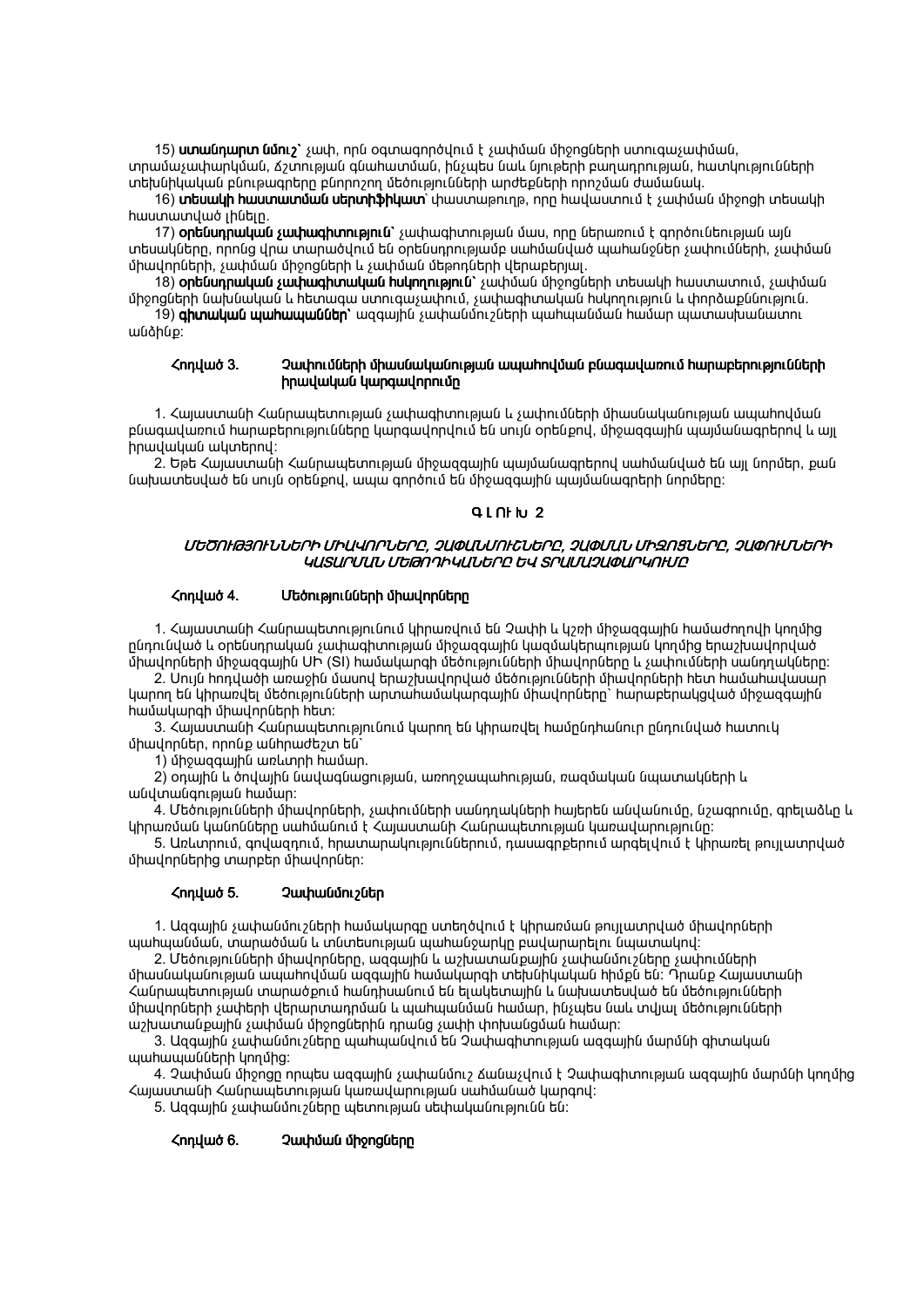15) **ստանդարտ նմուշ**՝ չափ, որն օգտագործվում է չափման միջոցների ստուգաչափման, տրամաչափարկման, ճշտության գնահատման, ինչպես նաև նյութերի բաղադրության, հատկությունների տեխնիկական բնութագրերը բնորոշող մեծությունների արժեքների որոշման ժամանակ.

16) **տեսակի հաստատման սերտիֆիկատ**՝ փաստաթուղթ, որը հավաստում է չափման միջոցի տեսակի հաստատված լինելը.

17) **օրենսդրական չափագիտություն**՝ չափագիտության մաս, որը ներառում է գործունեության այն տեսակները, որոնց վրա տարածվում են օրենսդրությամբ սահմանված պահանջներ չափումների, չափման միավորների, չափման միջոցների և չափման մեթոդների վերաբերյալ.

18) **օրենսդրական չափագիտական հսկողություն**՝ չափման միջոցների տեսակի հաստատում, չափման միջոցների նախնական և հետագա ստուգաչափում, չափագիտական հսկողություն և փորձաքննություն.

19) **գիտական պահապաններ**՝ ազգային չափանմուշների պահպանման համար պատասխանատու անձինք:

### Հոդված 3. Չափումների միասնականության ապահովման բնագավառում հարաբերությունների իրավական կարգավորումը

1. Հայաստանի Հանրապետության չափագիտության և չափումների միասնականության ապահովման բնագավառում հարաբերությունները կարգավորվում են սույն օրենքով, միջազգային պայմանագրերով և այլ իրավական ակտերով:

2. Եթե Հայաստանի Հանրապետության միջազգային պայմանագրերով սահմանված են այլ նորմեր, քան նախատեսված են սույն օրենքով, ապա գործում են միջազգային պայմանագրերի նորմերը:

## ԳԼՈՒԽ 2

## *ՄԵԾՈՒԹՅՈՒՆՆԵՐԻ ՄԻԱՎՈՐՆԵՐԸ, ՉԱՓԱՆՄՈՒՇՆԵՐԸ, ՉԱՓՄԱՆ ՄԻՋՈՑՆԵՐԸ, ՉԱՓՈՒՄՆԵՐԻ ԿԱՏԱՐՄԱՆ ՄԵԹՈԴԻԿԱՆԵՐԸ ԵՎ ՏՐԱՄԱՉԱՓԱՐԿՈՒՄԸ*

### Հոդված 4. Մեծությունների միավորները

1. Հայաստանի Հանրապետությունում կիրառվում են Չափի և կշռի միջազգային համաժողովի կողմից ընդունված և օրենսդրական չափագիտության միջազգային կազմակերպության կողմից երաշխավորված միավորների միջազգային ՄՀ (SI) համակարգի մեծությունների միավորները և չափումների սանդղակները:

2. Սույն հոդվածի առաջին մասով երաշխավորված մեծությունների միավորների հետ համահավասար կարող են կիրառվել մեծությունների արտահամակարգային միավորները՝ հարաբերակցված միջազգային համակարգի միավորների հետ:

3. Հայաստանի Հանրապետությունում կարող են կիրառվել համընդհանուր ընդունված հատուկ միավորներ, որոնք անհրաժեշտ են՝

1) միջազգային առևտրի համար.

2) օդային և ծովային նավագնացության, առողջապահության, ռազմական նպատակների և անվտանգության համար:

4. Մեծությունների միավորների, չափումների սանդղակների հայերեն անվանումը, նշագրումը, գրելաձևը և կիրառման կանոնները սահմանում է Հայաստանի Հանրապետության կառավարությունը:

5. Առևտրում, գովազդում, հրատարակություններում, դասագրքերում արգելվում է կիրառել թույլատրված միավորներից տարբեր միավորներ:

### Հոդված 5. Չափանմուշներ

1. Ազգային չափանմուշների համակարգը ստեղծվում է կիրառման թույլատրված միավորների պահպանման, տարածման և տնտեսության պահանջարկը բավարարելու նպատակով:

2. Մեծությունների միավորները, ազգային և աշխատանքային չափանմուշները չափումների միասնականության ապահովման ազգային համակարգի տեխնիկական հիմքն են: Դրանք Հայաստանի Հանրապետության տարածքում հանդիսանում են ելակետային և նախատեսված են մեծությունների միավորների չափերի վերարտադրման և պահպանման համար, ինչպես նաև տվյալ մեծությունների աշխատանքային չափման միջոցներին դրանց չափի փոխանցման համար:

3. Ազգային չափանմուշները պահպանվում են Չափագիտության ազգային մարմնի գիտական պահապանների կողմից:

4. Չափման միջոցը որպես ազգային չափանմուշ ճանաչվում է Չափագիտության ազգային մարմնի կողմից Հայաստանի Հանրապետության կառավարության սահմանած կարգով:

5. Ազգային չափանմուշները պետության սեփականությունն են:

### Հոդված 6. Չափման միջոցները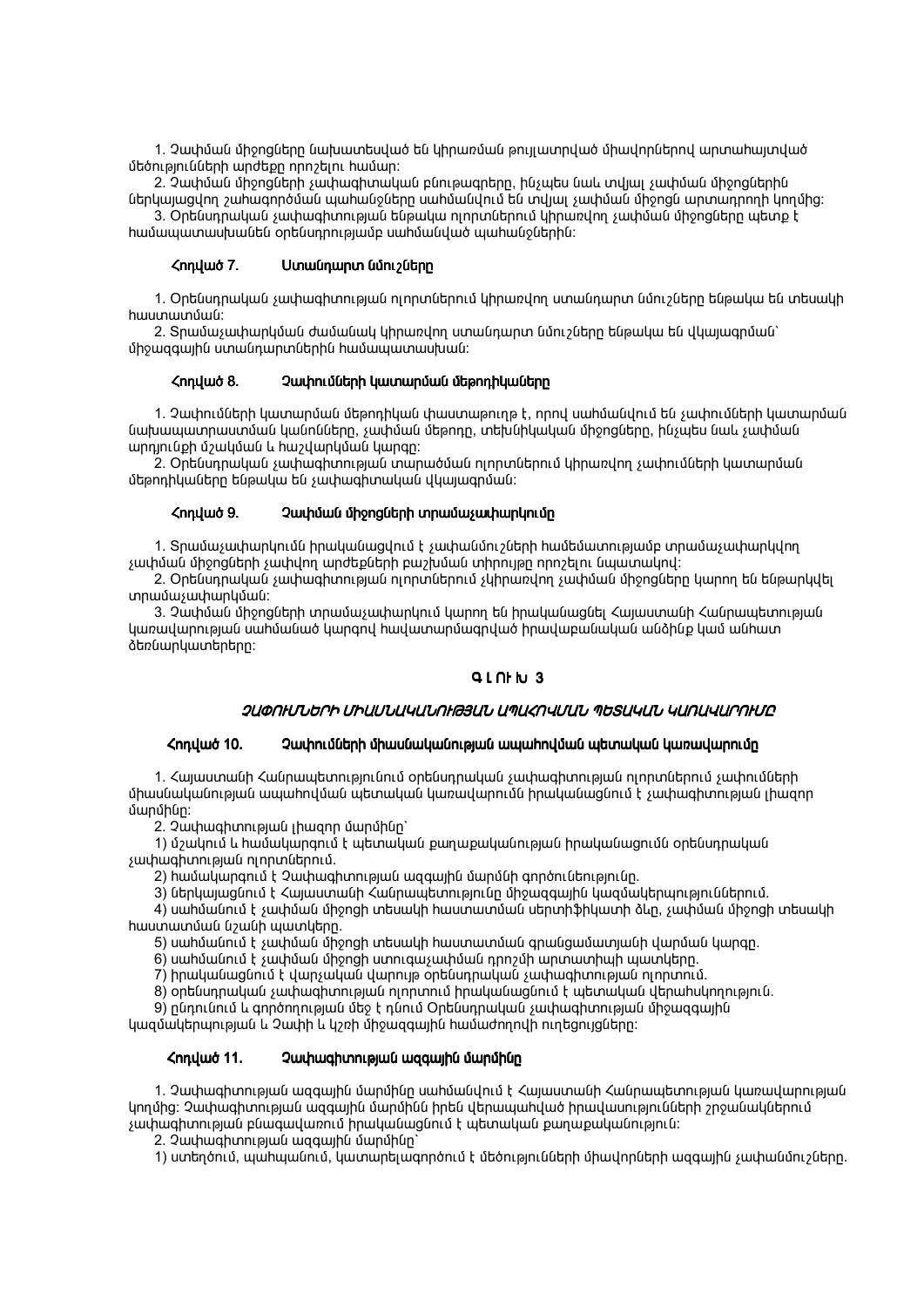1. Չափման միջոցները նախատեսված են կիրառման թույլատրված միավորներով արտահայտված մեծությունների արժեքը որոշելու համար:

2. Չափման միջոցների չափագիտական բնութագրերը, ինչպես նաև տվյալ չափման միջոցներին ներկայացվող շահագործման պահանջները սահմանվում են տվյալ չափման միջոցն արտադրողի կողմից:

3. Օրենսդրական չափագիտության ենթակա ոլորտներում կիրառվող չափման միջոցները պետք է համապատասխանեն օրենսդրությամբ սահմանված պահանջներին:

### Հոդված 7. Ստանդարտ նմուշները

1. Օրենսդրական չափագիտության ոլորտներում կիրառվող ստանդարտ նմուշները ենթակա են տեսակի հաստատման:

2. Տրամաչափարկման ժամանակ կիրառվող ստանդարտ նմուշները ենթակա են վկայագրման` միջազգային ստանդարտներին համապատասխան:

### Հոդված 8. Չափումների կատարման մեթոդիկաները

1. Չափումների կատարման մեթոդիկան փաստաթուղթ է, որով սահմանվում են չափումների կատարման նախապատրաստման կանոնները, չափման մեթոդը, տեխնիկական միջոցները, ինչպես նաև չափման արդյունքի մշակման և հաշվարկման կարգը:

2. Օրենսդրական չափագիտության տարածման ոլորտներում կիրառվող չափումների կատարման մեթոդիկաները ենթակա են չափագիտական վկայագրման:

### Հոդված 9. Չափման միջոցների տրամաչափարկումը

1. Տրամաչափարկումն իրականացվում է չափանմուշների համեմատությամբ տրամաչափարկվող չափման միջոցների չափվող արժեքների բաշխման տիրույթը որոշելու նպատակով:

2. Օրենսդրական չափագիտության ոլորտներում չկիրառվող չափման միջոցները կարող են ենթարկվել տրամաչափարկման:

3. Չափման միջոցների տրամաչափարկում կարող են իրականացնել Հայաստանի Հանրապետության կառավարության սահմանած կարգով հավատարմագրված իրավաբանական անձինք կամ անհատ ձեռնարկատերերը:

## Գ Լ ՈՒ Խ 3

## *ՉԱՓՈՒՄՆԵՐԻ ՄԻԱՍՆԱԿԱՆՈՒԹՅԱՆ ԱՊԱՀՈՎՄԱՆ ՊԵՏԱԿԱՆ ԿԱՌԱՎԱՐՈՒՄԸ*

### Հոդված 10. Չափումների միասնականության ապահովման պետական կառավարումը

1. Հայաստանի Հանրապետությունում օրենսդրական չափագիտության ոլորտներում չափումների միասնականության ապահովման պետական կառավարումն իրականացնում է չափագիտության լիազոր մարմինը:

2. Չափագիտության լիազոր մարմինը`

1) մշակում և համակարգում է պետական քաղաքականության իրականացումն օրենսդրական չափագիտության ոլորտներում.

2) համակարգում է Չափագիտության ազգային մարմնի գործունեությունը.

3) ներկայացնում է Հայաստանի Հանրապետությունը միջազգային կազմակերպություններում.

4) սահմանում է չափման միջոցի տեսակի հաստատման սերտիֆիկատի ձևը, չափման միջոցի տեսակի հաստատման նշանի պատկերը.

5) սահմանում է չափման միջոցի տեսակի հաստատման գրանցամատյանի վարման կարգը.

6) սահմանում է չափման միջոցի ստուգաչափման դրոշմի արտատիպի պատկերը.

7) իրականացնում է վարչական վարույթ օրենսդրական չափագիտության ոլորտում.

8) օրենսդրական չափագիտության ոլորտում իրականացնում է պետական վերահսկողություն.

9) ընդունում և գործողության մեջ է դնում Օրենսդրական չափագիտության միջազգային կազմակերպության և Չափի և կշռի միջազգային համաժողովի ուղեցույցները:

### Հոդված 11. Չափագիտության ազգային մարմինը

1. Չափագիտության ազգային մարմինը սահմանվում է Հայաստանի Հանրապետության կառավարության կողմից: Չափագիտության ազգային մարմինն իրեն վերապահված իրավասությունների շրջանակներում չափագիտության բնագավառում իրականացնում է պետական քաղաքականություն:

2. Չափագիտության ազգային մարմինը`

1) ստեղծում, պահպանում, կատարելագործում է մեծությունների միավորների ազգային չափանմուշները.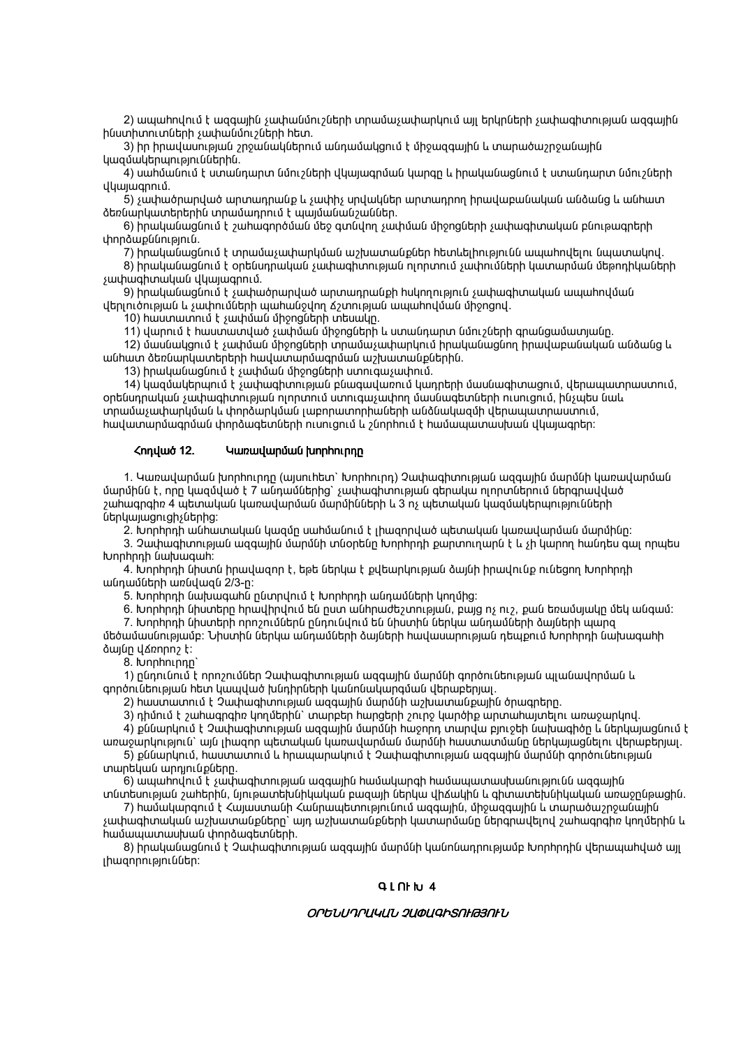2) ապահովում է ազգային չափանմուշների տրամաչափարկում այլ երկրների չափագիտության ազգային ինստիտուտների չափանմուշների հետ.

3) իր իրավասության շրջանակներում անդամակցում է միջազգային և տարածաշրջանային կազմակերպություններին.

4) սահմանում է ստանդարտ նմուշների վկայագրման կարգը և իրականացնում է ստանդարտ նմուշների վկայագրում.

5) չափածրարված արտադրանք և չափիչ սրվակներ արտադրող իրավաբանական անձանց և անհատ ձեռնարկատերերին տրամադրում է պայմանանշաններ.

6) իրականացնում է շահագործման մեջ գտնվող չափման միջոցների չափագիտական բնութագրերի փորձաքննություն.

7) իրականացնում է տրամաչափարկման աշխատանքներ հետևելիությունն ապահովելու նպատակով.

8) իրականացնում է օրենսդրական չափագիտության ոլորտում չափումների կատարման մեթոդիկաների չափագիտական վկայագրում.

9) իրականացնում է չափածրարված արտադրանքի հսկողություն չափագիտական ապահովման վերլուծության և չափումների պահանջվող ճշտության ապահովման միջոցով.

10) հաստատում է չափման միջոցների տեսակը.

11) վարում է հաստատված չափման միջոցների և ստանդարտ նմուշների գրանցամատյանը.

12) մասնակցում է չափման միջոցների տրամաչափարկում իրականացնող իրավաբանական անձանց և անհատ ձեռնարկատերերի հավատարմագրման աշխատանքներին.

13) իրականացնում է չափման միջոցների ստուգաչափում.

14) կազմակերպում է չափագիտության բնագավառում կադրերի մասնագիտացում, վերապատրաստում, օրենսդրական չափագիտության ոլորտում ստուգաչափող մասնագետների ուսուցում, ինչպես նաև տրամաչափարկման և փորձարկման լաբորատորիաների անձնակազմի վերապատրաստում, հավատարմագրման փորձագետների ուսուցում և շնորհում է համապատասխան վկայագրեր:

## Հոդված 12. Կառավարման խորհուրդը

1. Կառավարման խորհուրդը (այսուհետ` Խորհուրդ) Չափագիտության ազգային մարմնի կառավարման մարմինն է, որը կազմված է 7 անդամներից` չափագիտության ցերակա ոլորտներում ներգրավված շահագրգիռ 4 պետական կառավարման մարմինների և 3 ոչ պետական կազմակերպությունների ներկայացուցիչներից:

2. Խորհրդի անհատական կազմը սահմանում է լիազորված պետական կառավարման մարմինը:

3. Չափագիտության ազգային մարմնի տնօրենը Խորհրդի քարտուղարն է և չի կարող հանդես գալ որպես Խորհրդի նախագահ:

4. Խորհրդի նիստն իրավազոր է, եթե ներկա է քվեարկության ձայնի իրավունք ունեցող Խորհրդի անդամների առնվազն 2/3-ը:

5. Խորհրդի նախագահն ընտրվում է Խորհրդի անդամների կողմից:

6. Խորհրդի նիստերը հրավիրվում են ըստ անհրաժեշտության, բայց ոչ ուշ, քան եռամսյակը մեկ անգամ:

7. Խորհրդի նիստերի որոշումներն ընդունվում են նիստին ներկա անդամների ձայների պարզ մեծամասնությամբ: Նիստին ներկա անդամների ձայների հավասարության դեպքում Խորհրդի նախագահի ձայնը վճռորոշ է:

8. Խորհուրդը`

1) ընդունում է որոշումներ Չափագիտության ազգային մարմնի գործունեության պլանավորման և գործունեության հետ կապված խնդիրների կանոնակարգման վերաբերյալ.

2) հաստատում է Չափագիտության ազգային մարմնի աշխատանքային ծրագրերը.

3) դիմում է շահագրգիռ կողմերին` տարբեր հարցերի շուրջ կարծիք արտահայտելու առաջարկով.

4) քննարկում է Չափագիտության ազգային մարմնի հաջորդ տարվա բյուջեի նախագիծը և ներկայացնում է առաջարկություն` այն լիազոր պետական կառավարման մարմնի հաստատմանը ներկայացնելու վերաբերյալ.

5) քննարկում, հաստատում և հրապարակում է Չափագիտության ազգային մարմնի գործունեության տարեկան արդյունքները.

6) ապահովում է չափագիտության ազգային համակարգի համապատասխանությունն ազգային տնտեսության շահերին, նյութատեխնիկական բազայի ներկա վիճակին և գիտատեխնիկական առաջընթացին.

7) համակարգում է Հայաստանի Հանրապետությունում ազգային, միջազգային և տարածաշրջանային չափագիտական աշխատանքները` այդ աշխատանքների կատարմանը ներգրավելով շահագրգիռ կողմերին և համապատասխան փորձագետների.

8) իրականացնում է Չափագիտության ազգային մարմնի կանոնադրությամբ Խորհրդին վերապահված այլ լիազորություններ:

# ԳԼՈՒԽ 4

## *ՕՐԵՆՍԴՐԱԿԱՆ ՉԱՓԱԳԻՏՈՒԹՅՈՒՆ*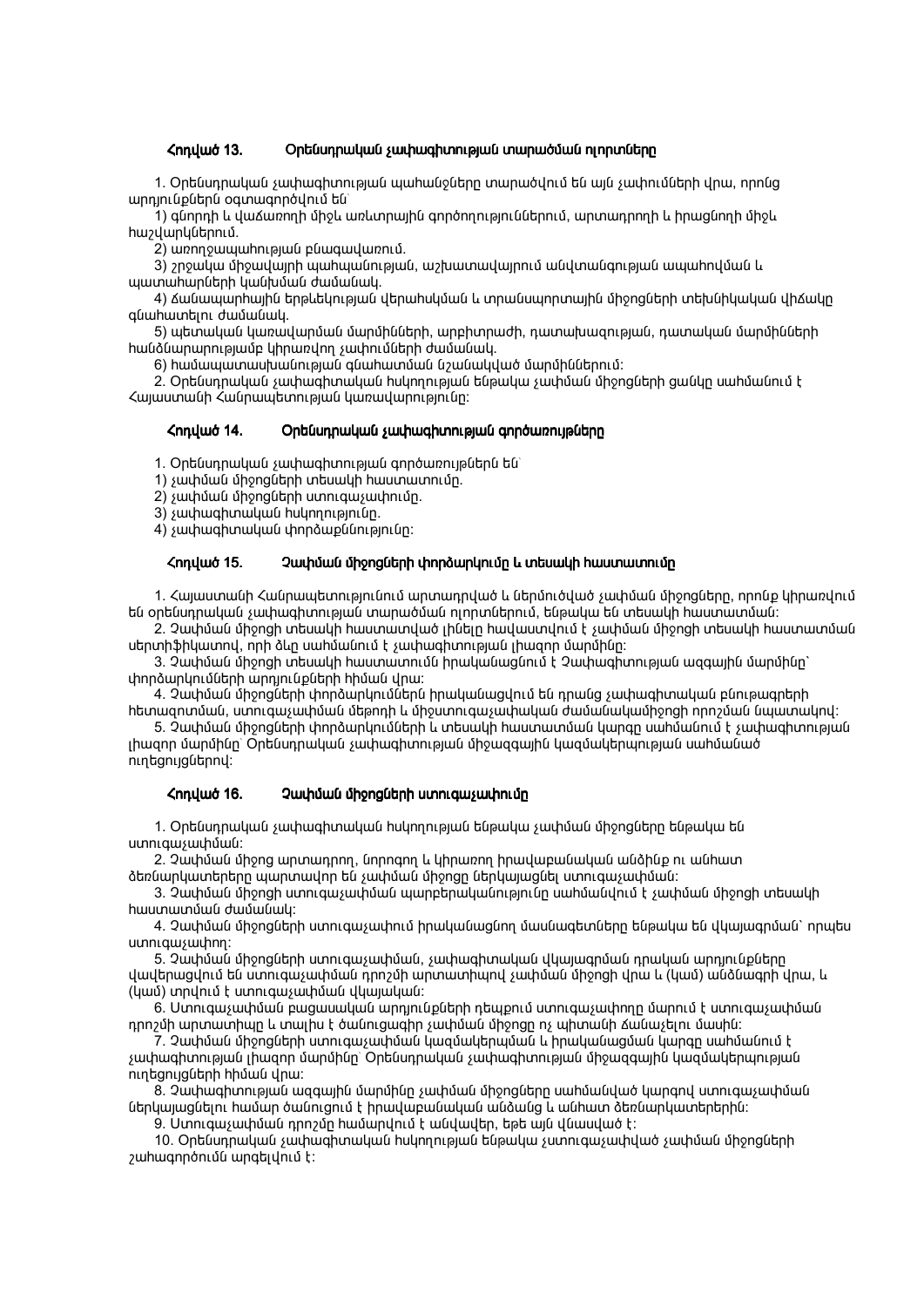### Հոդված 13. Օրենսդրական չափագիտության տարածման ոլորտները

1. Օրենսդրական չափագիտության պահանջները տարածվում են այն չափումների վրա, որոնց արդյունքներն օգտագործվում են`

1) գնորդի և վաճառողի միջև առևտրային գործողություններում, արտադրողի և իրացնողի միջև հաշվարկներում.

2) առողջապահության բնագավառում.

3) շրջակա միջավայրի պահպանության, աշխատավայրում անվտանգության ապահովման և պատահարների կանխման ժամանակ.

4) ճանապարհային երթևեկության վերահսկման և տրանսպորտային միջոցների տեխնիկական վիճակը գնահատելու ժամանակ.

5) պետական կառավարման մարմինների, արբիտրաժի, դատախազության, դատական մարմինների հանձնարարությամբ կիրառվող չափումների ժամանակ.

6) համապատասխանության գնահատման նշանակված մարմիններում:

2. Օրենսդրական չափագիտական հսկողության ենթակա չափման միջոցների ցանկը սահմանում է Հայաստանի Հանրապետության կառավարությունը:

### Հոդված 14. Օրենսդրական չափագիտության գործառույթները

1. Օրենսդրական չափագիտության գործառույթներն են`

1) չափման միջոցների տեսակի հաստատումը.

2) չափման միջոցների ստուգաչափումը.

3) չափագիտական հսկողությունը.

4) չափագիտական փորձաքննությունը:

### Հոդված 15. Չափման միջոցների փորձարկումը և տեսակի հաստատումը

1. Հայաստանի Հանրապետությունում արտադրված և ներմուծված չափման միջոցները, որոնք կիրառվում են օրենսդրական չափագիտության տարածման ոլորտներում, ենթակա են տեսակի հաստատման:

2. Չափման միջոցի տեսակի հաստատված լինելը հավաստվում է չափման միջոցի տեսակի հաստատման սերտիֆիկատով, որի ձևը սահմանում է չափագիտության լիազոր մարմինը:

3. Չափման միջոցի տեսակի հաստատումն իրականացնում է Չափագիտության ազգային մարմինը` փորձարկումների արդյունքների հիման վրա:

4. Չափման միջոցների փորձարկումներն իրականացվում են դրանց չափագիտական բնութագրերի հետազոտման, ստուգաչափման մեթոդի և միջստուգաչափական ժամանակամիջոցի որոշման նպատակով:

5. Չափման միջոցների փորձարկումների և տեսակի հաստատման կարգը սահմանում է չափագիտության լիազոր մարմինը` Օրենսդրական չափագիտության միջազգային կազմակերպության սահմանած ուղեցույցներով:

### Հոդված 16. Չափման միջոցների ստուգաչափումը

1. Օրենսդրական չափագիտական հսկողության ենթակա չափման միջոցները ենթակա են ստուգաչափման:

2. Չափման միջոց արտադրող, նորոգող և կիրառող իրավաբանական անձինք ու անհատ ձեռնարկատերերը պարտավոր են չափման միջոցը ներկայացնել ստուգաչափման:

3. Չափման միջոցի ստուգաչափման պարբերականությունը սահմանվում է չափման միջոցի տեսակի հաստատման ժամանակ:

4. Չափման միջոցների ստուգաչափում իրականացնող մասնագետները ենթակա են վկայագրման` որպես ստուգաչափող:

5. Չափման միջոցների ստուգաչափման, չափագիտական վկայագրման դրական արդյունքները վավերացվում են ստուգաչափման դրոշմի արտատիպով չափման միջոցի վրա և (կամ) անձնագրի վրա, և (կամ) տրվում է ստուգաչափման վկայական:

6. Ստուգաչափման բացասական արդյունքների դեպքում ստուգաչափողը մարում է ստուգաչափման դրոշմի արտատիպը և տալիս է ծանուցագիր չափման միջոցը ոչ պիտանի ճանաչելու մասին:

7. Չափման միջոցների ստուգաչափման կազմակերպման և իրականացման կարգը սահմանում է չափագիտության լիազոր մարմինը` Օրենսդրական չափագիտության միջազգային կազմակերպության ուղեցույցների հիման վրա:

8. Չափագիտության ազգային մարմինը չափման միջոցները սահմանված կարգով ստուգաչափման ներկայացնելու համար ծանուցում է իրավաբանական անձանց և անհատ ձեռնարկատերերին:

9. Ստուգաչափման դրոշմը համարվում է անվավեր, եթե այն վնասված է:

10. Օրենսդրական չափագիտական հսկողության ենթակա չստուգաչափված չափման միջոցների շահագործումն արգելվում է: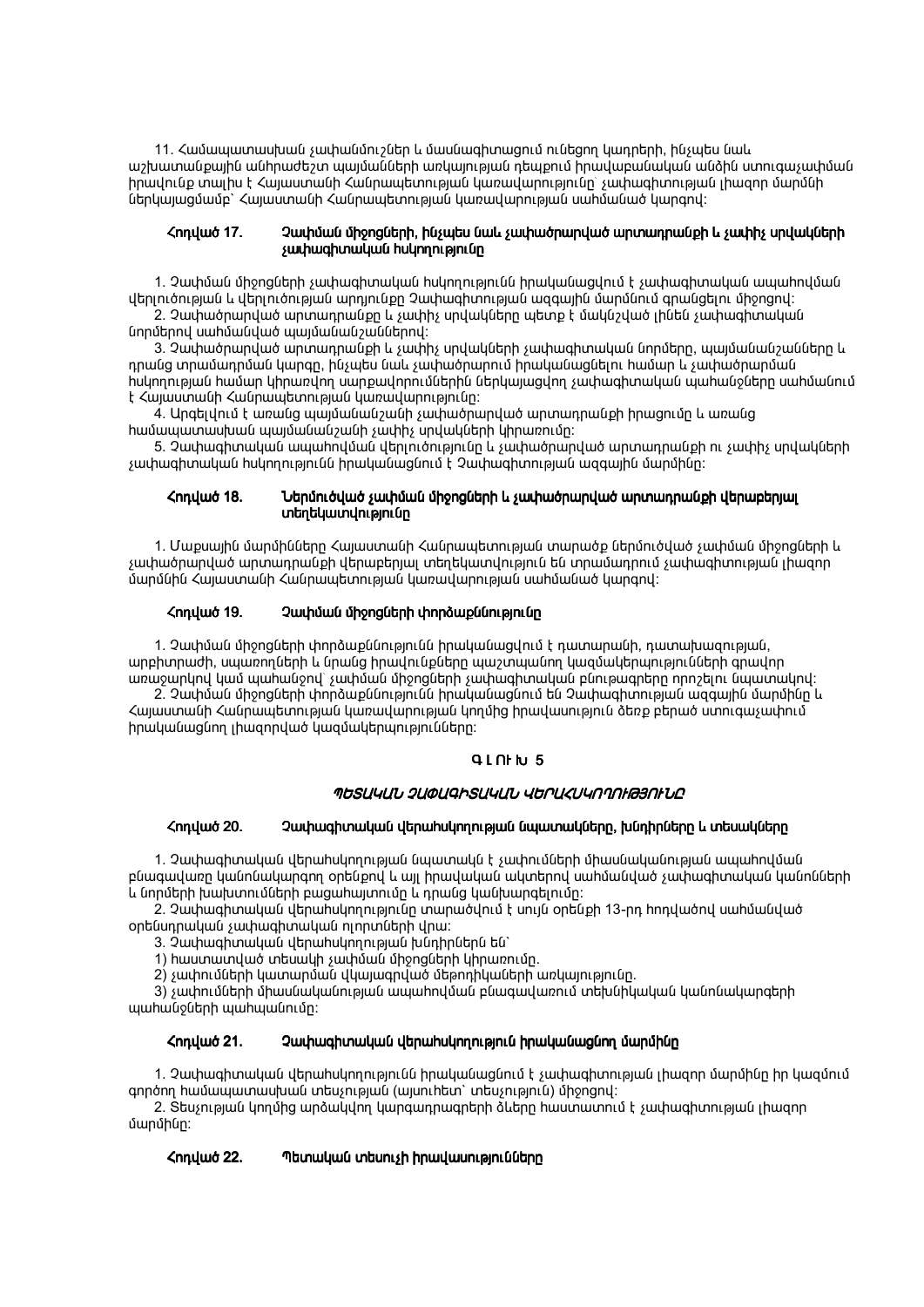11. Համապատասխան չափանմուշներ և մասնագիտացում ունեցող կադրերի, ինչպես նաև աշխատանքային անհրաժեշտ պայմանների առկայության դեպքում իրավաբանական անձին ստուգաչափման իրավունք տալիս է Հայաստանի Հանրապետության կառավարությունը` չափագիտության լիազոր մարմնի ներկայացմամբ` Հայաստանի Հանրապետության կառավարության սահմանած կարգով:

### Հոդված 17. Չափման միջոցների, ինչպես նաև չափածրարված արտադրանքի և չափիչ սրվակների չափագիտական հսկողությունը

1. Չափման միջոցների չափագիտական հսկողությունն իրականացվում է չափագիտական ապահովման վերլուծության և վերլուծության արդյունքը Չափագիտության ազգային մարմնում գրանցելու միջոցով:

2. Չափածրարված արտադրանքը և չափիչ սրվակները պետք է մակնշված լինեն չափագիտական նորմերով սահմանված պայմանանշաններով:

3. Չափածրարված արտադրանքի և չափիչ սրվակների չափագիտական նորմերը, պայմանանշանները և դրանց տրամադրման կարգը, ինչպես նաև չափածրարում իրականացնելու համար և չափածրարման հսկողության համար կիրառվող սարքավորումներին ներկայացվող չափագիտական պահանջները սահմանում է Հայաստանի Հանրապետության կառավարությունը:

4. Արգելվում է առանց պայմանանշանի չափածրարված արտադրանքի իրացումը և առանց համապատասխան պայմանանշանի չափիչ սրվակների կիրառումը:

5. Չափագիտական ապահովման վերլուծությունը և չափածրարված արտադրանքի ու չափիչ սրվակների չափագիտական հսկողությունն իրականացնում է Չափագիտության ազգային մարմինը:

### Հոդված 18. Ներմուծված չափման միջոցների և չափածրարված արտադրանքի վերաբերյալ տեղեկատվությունը

1. Մաքսային մարմինները Հայաստանի Հանրապետության տարածք ներմուծված չափման միջոցների և չափածրարված արտադրանքի վերաբերյալ տեղեկատվություն են տրամադրում չափագիտության լիազոր մարմնին Հայաստանի Հանրապետության կառավարության սահմանած կարգով:

### Հոդված 19. Չափման միջոցների փորձաքննությունը

1. Չափման միջոցների փորձաքննությունն իրականացվում է դատարանի, դատախազության, արբիտրաժի, սպառողների և նրանց իրավունքները պաշտպանող կազմակերպությունների գրավոր առաջարկով կամ պահանջով` չափման միջոցների չափագիտական բնութագրերը որոշելու նպատակով:

2. Չափման միջոցների փորձաքննությունն իրականացնում են Չափագիտության ազգային մարմինը և Հայաստանի Հանրապետության կառավարության կողմից իրավասություն ծեռք բերած ստուգաչափում իրականացնող լիազորված կազմակերպությունները:

## Գ Լ ՈՒ Խ 5

## *ՊԵՏԱԿԱՆ ՉԱՓԱԳԻՏԱԿԱՆ ՎԵՐԱՀՍԿՈՂՈՒԹՅՈՒՆԸ*

### Հոդված 20. Չափագիտական վերահսկողության նպատակները, խնդիրները և տեսակները

1. Չափագիտական վերահսկողության նպատակն է չափումների միասնականության ապահովման բնագավառը կանոնակարգող օրենքով և այլ իրավական ակտերով սահմանված չափագիտական կանոնների և նորմերի խախտումների բացահայտումը և դրանց կանխարգելումը:

2. Չափագիտական վերահսկողությունը տարածվում է սույն օրենքի 13-րդ հոդվածով սահմանված օրենսդրական չափագիտական ոլորտների վրա:

3. Չափագիտական վերահսկողության խնդիրներն են`

1) հաստատված տեսակի չափման միջոցների կիրառումը.

2) չափումների կատարման վկայագրված մեթոդիկաների առկայությունը.

3) չափումների միասնականության ապահովման բնագավառում տեխնիկական կանոնակարգերի պահանջների պահպանումը:

### Հոդված 21. Չափագիտական վերահսկողություն իրականացնող մարմինը

1. Չափագիտական վերահսկողությունն իրականացնում է չափագիտության լիազոր մարմինը իր կազմում գործող համապատասխան տեսչության (այսուհետ` տեսչություն) միջոցով:

2. Տեսչության կողմից արձակվող կարգադրագրերի ձևերը հաստատում է չափագիտության լիազոր մարմինը:

### Հոդված 22. Պետական տեսուչի իրավասությունները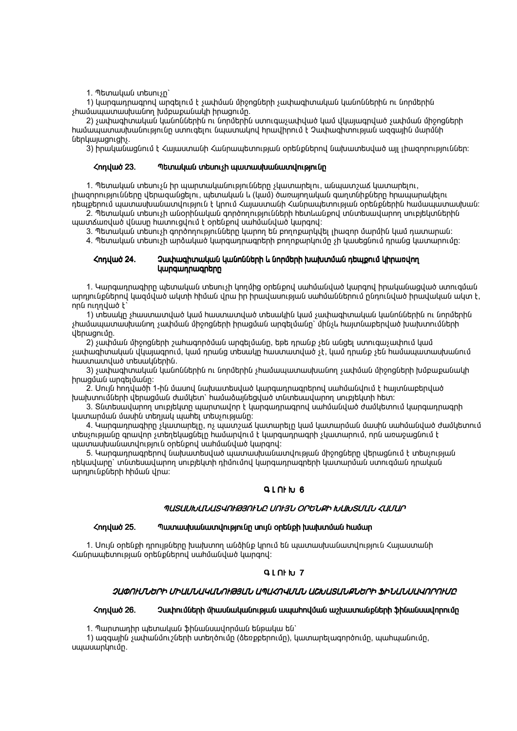1. Պետական տեսուչը`

1) կարգադրագրով արգելում է չափման միջոցների չափագիտական կանոններին ու նորմերին չհամապատասխանող խմբաքանակի իրացումը.

2) չափագիտական կանոններին ու նորմերին ստուգաչափված կամ վկայագրված չափման միջոցների համապատասխանությունը ստուգելու նպատակով հրավիրում է Չափագիտության ազգային մարմնի ներկայացուցիչ.

3) իրականացնում է Հայաստանի Հանրապետության օրենքներով նախատեսված այլ լիազորություններ:

### Հոդված 23. Պետական տեսուչի պատասխանատվությունը

1. Պետական տեսուչն իր պարտականությունները չկատարելու, անպատշաճ կատարելու, լիազորությունները վերազանցելու, պետական և (կամ) ծառայողական գաղտնիքները հրապարակելու դեպքերում պատասխանատվություն է կրում Հայաստանի Հանրապետության օրենքներին համապատասխան:

2. Պետական տեսուչի անօրինական գործողությունների հետևանքով տնտեսավարող սուբյեկտներին պատճառված վնասը հատուցվում է օրենքով սահմանված կարգով:

3. Պետական տեսուչի գործողությունները կարող են բողոքարկվել լիազոր մարմին կամ դատարան:

4. Պետական տեսուչի արձակած կարգադրագրերի բողոքարկումը չի կասեցնում դրանց կատարումը:

### Հոդված 24. Չափագիտական կանոնների և նորմերի խախտման դեպքում կիրառվող կարգադրագրերը

1. Կարգադրագիրը պետական տեսուչի կողմից օրենքով սահմանված կարգով իրականացված ստուգման արդյունքներով կազմված ակտի հիման վրա իր իրավասության սահմաններում ընդունված իրավական ակտ է, որն ուղղված է`

1) տեսակը չհաստատված կամ հաստատված տեսակին կամ չափագիտական կանոններին ու նորմերին չհամապատասխանող չափման միջոցների իրացման արգելմանը` մինչև հայտնաբերված խախտումների վերացումը.

2) չափման միջոցների շահագործման արգելմանը, եթե դրանք չեն անցել ստուգաչափում կամ չափագիտական վկայագրում, կամ դրանց տեսակը հաստատված չէ, կամ դրանք չեն համապատասխանում հաստատված տեսակներին.

3) չափագիտական կանոններին ու նորմերին չհամապատասխանող չափման միջոցների խմբաքանակի իրացման արգելմանը:

2. Սույն հոդվածի 1-ին մասով նախատեսված կարգադրագրերով սահմանվում է հայտնաբերված խախտումների վերացման ժամկետ` համաձայնեցված տնտեսավարող սուբյեկտի հետ:

3. Տնտեսավարող սուբյեկտը պարտավոր է կարգադրագրով սահմանված ժամկետում կարգադրագրի կատարման մասին տեղյակ պահել տեսչությանը:

4. Կարգադրագիրը չկատարելը, ոչ պատշաճ կատարելը կամ կատարման մասին սահմանված ժամկետում տեսչությանը գրավոր չտեղեկացնելը համարվում է կարգադրագրի չկատարում, որն առաջացնում է պատասխանատվություն օրենքով սահմանված կարգով:

5. Կարգադրագրերով նախատեսված պատասխանատվության միջոցները վերացնում է տեսչության ղեկավարը` տնտեսավարող սուբյեկտի դիմումով կարգադրագրերի կատարման ստուգման դրական արդյունքների հիման վրա:

## ԳԼՈՒԽ 6

## *ՊԱՏԱՍԽԱՆԱՏՎՈՒԹՅՈՒՆԸ ՍՈՒՅՆ ՕՐԵՆՔԻ ԽԱԽՏՄԱՆ ՀԱՄԱՐ*

### Հոդված 25. Պատասխանատվությունը սույն օրենքի խախտման համար

1. Սույն օրենքի դրույթները խախտող անձինք կրում են պատասխանատվություն Հայաստանի Հանրապետության օրենքներով սահմանված կարգով:

## ԳԼՈՒԽ 7

## *ՉԱՓՈՒՄՆԵՐԻ ՄԻԱՍՆԱԿԱՆՈՒԹՅԱՆ ԱՊԱՀՈՎՄԱՆ ԱՇԽԱՏԱՆՔՆԵՐԻ ՖԻՆԱՆՍԱՎՈՐՈՒՄԸ*

### Հոդված 26. Չափումների միասնականության ապահովման աշխատանքների ֆինանսավորումը

1. Պարտադիր պետական ֆինանսավորման ենթակա են`

1) ազգային չափանմուշների ստեղծումը (ձեռքբերումը), կատարելագործումը, պահպանումը, սպասարկումը.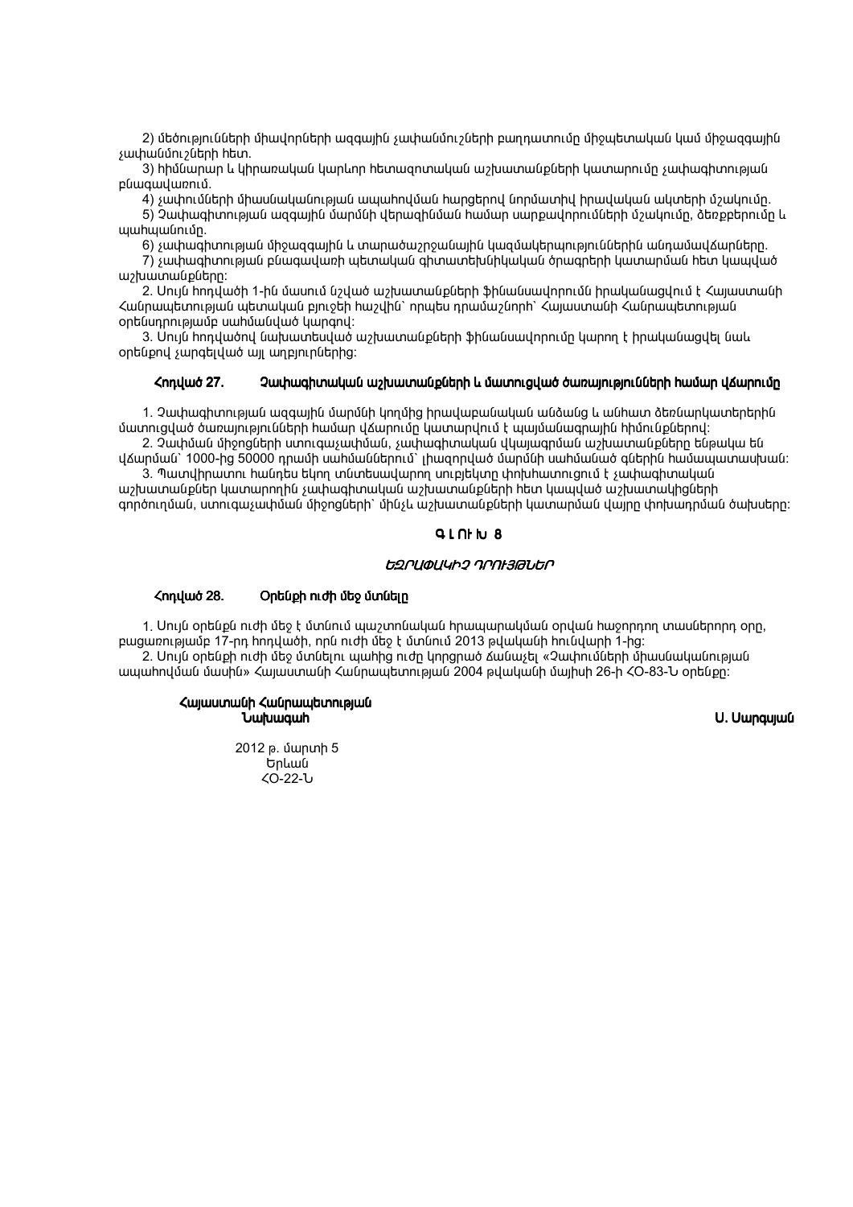2) մեծությունների միավորների ազգային չափանմուշների բաղդատումը միջպետական կամ միջազգային չափանմուշների հետ.

3) հիմնարար և կիրառական կարևոր հետազոտական աշխատանքների կատարումը չափագիտության բնագավառում.

4) չափումների միասնականության ապահովման հարցերով նորմատիվ իրավական ակտերի մշակումը.

5) Չափագիտության ազգային մարմնի վերազինման համար սարքավորումների մշակումը, ձեռքբերումը և պահպանումը.

6) չափագիտության միջազգային և տարածաշրջանային կազմակերպություններին անդամավճարները.

7) չափագիտության բնագավառի պետական գիտատեխնիկական ծրագրերի կատարման հետ կապված աշխատանքները:

2. Սույն հոդվածի 1-ին մասում նշված աշխատանքների ֆինանսավորումն իրականացվում է Հայաստանի Հանրապետության պետական բյուջեի հաշվին` որպես դրամաշնորհ` Հայաստանի Հանրապետության օրենսդրությամբ սահմանված կարգով:

3. Սույն հոդվածով նախատեսված աշխատանքների ֆինանսավորումը կարող է իրականացվել նաև օրենքով չարգելված այլ աղբյուրներից:

### Հոդված 27. Չափագիտական աշխատանքների և մատուցված ծառայությունների համար վճարումը

1. Չափագիտության ազգային մարմնի կողմից իրավաբանական անձանց և անհատ ձեռնարկատերերին մատուցված ծառայությունների համար վճարումը կատարվում է պայմանագրային հիմունքներով:

2. Չափման միջոցների ստուգաչափման, չափագիտական վկայագրման աշխատանքները ենթակա են վճարման` 1000-ից 50000 դրամի սահմաններում` լիազորված մարմնի սահմանած գներին համապատասխան:

3. Պատվիրատու հանդես եկող տնտեսավարող սուբյեկտը փոխհատուցում է չափագիտական աշխատանքներ կատարողին չափագիտական աշխատանքների հետ կապված աշխատակիցների գործուղման, ստուգաչափման միջոցների` մինչև աշխատանքների կատարման վայրը փոխադրման ծախսերը:

## ԳԼՈՒԽ 8

## *ԵԶՐԱՓԱԿԻՉ ԴՐՈՒՅԹՆԵՐ*

### Հոդված 28. Օրենքի ուժի մեջ մտնելը

1. Սույն օրենքն ուժի մեջ է մտնում պաշտոնական հրապարակման օրվան հաջորդող տասներորդ օրը, բացառությամբ 17-րդ հոդվածի, որն ուժի մեջ է մտնում 2013 թվականի հունվարի 1-ից:

2. Սույն օրենքի ուժի մեջ մտնելու պահից ուժը կորցրած ճանաչել «Չափումների միասնականության ապահովման մասին» Հայաստանի Հանրապետության 2004 թվականի մայիսի 26-ի ՀՕ-83-Ն օրենքը:

**Հայաստանի Հանրապետության**
**Նախագահ** **Ս. Սարգսյան**

2012 թ. մարտի 5
Երևան
ՀՕ-22-Ն